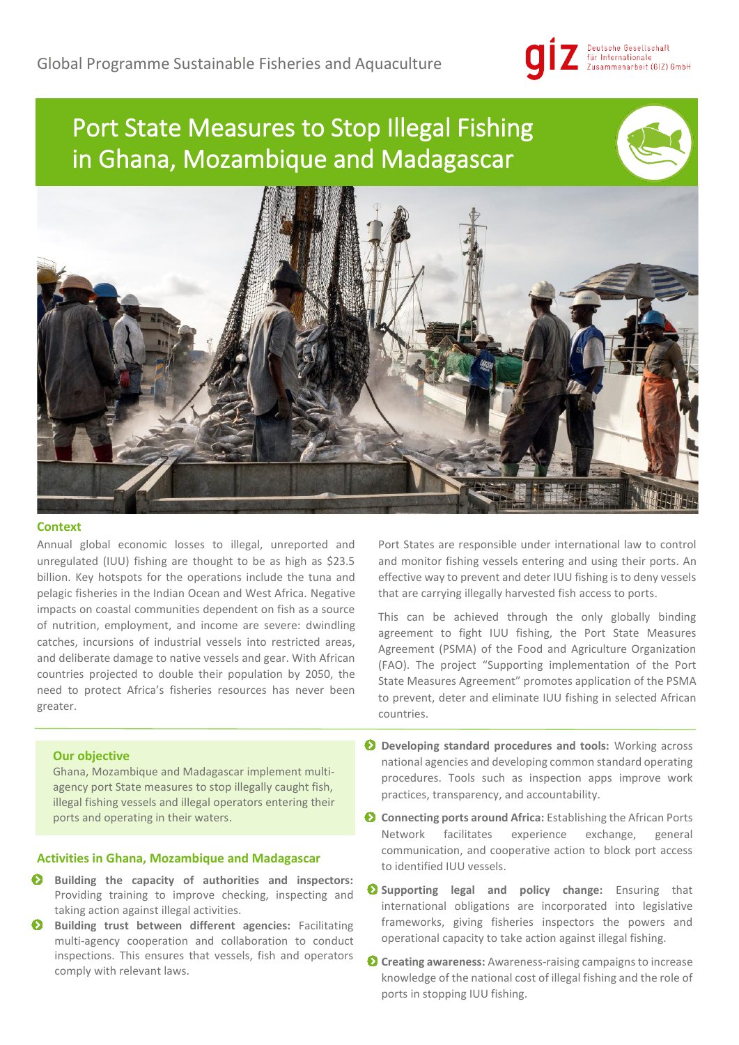Global Programme Sustainable Fisheries and Aquaculture

Deutsche Gesellschaft für Internationale Zusammenarbeit (GIZ) GmbH

# Port State Measures to Stop Illegal Fishing in Ghana, Mozambique and Madagascar

## Context

Annual global economic losses to illegal, unreported and unregulated (IUU) fishing are thought to be as high as $23.5 billion. Key hotspots for the operations include the tuna and pelagic fisheries in the Indian Ocean and West Africa. Negative impacts on coastal communities dependent on fish as a source of nutrition, employment, and income are severe: dwindling catches, incursions of industrial vessels into restricted areas, and deliberate damage to native vessels and gear. With African countries projected to double their population by 2050, the need to protect Africa's fisheries resources has never been greater.

Port States are responsible under international law to control and monitor fishing vessels entering and using their ports. An effective way to prevent and deter IUU fishing is to deny vessels that are carrying illegally harvested fish access to ports.

This can be achieved through the only globally binding agreement to fight IUU fishing, the Port State Measures Agreement (PSMA) of the Food and Agriculture Organization (FAO). The project "Supporting implementation of the Port State Measures Agreement" promotes application of the PSMA to prevent, deter and eliminate IUU fishing in selected African countries.

### Our objective

Ghana, Mozambique and Madagascar implement multi-agency port State measures to stop illegally caught fish, illegal fishing vessels and illegal operators entering their ports and operating in their waters.

## Activities in Ghana, Mozambique and Madagascar

- **Building the capacity of authorities and inspectors:** Providing training to improve checking, inspecting and taking action against illegal activities.
- **Building trust between different agencies:** Facilitating multi-agency cooperation and collaboration to conduct inspections. This ensures that vessels, fish and operators comply with relevant laws.
- **Developing standard procedures and tools:** Working across national agencies and developing common standard operating procedures. Tools such as inspection apps improve work practices, transparency, and accountability.
- **Connecting ports around Africa:** Establishing the African Ports Network facilitates experience exchange, general communication, and cooperative action to block port access to identified IUU vessels.
- **Supporting legal and policy change:** Ensuring that international obligations are incorporated into legislative frameworks, giving fisheries inspectors the powers and operational capacity to take action against illegal fishing.
- **Creating awareness:** Awareness-raising campaigns to increase knowledge of the national cost of illegal fishing and the role of ports in stopping IUU fishing.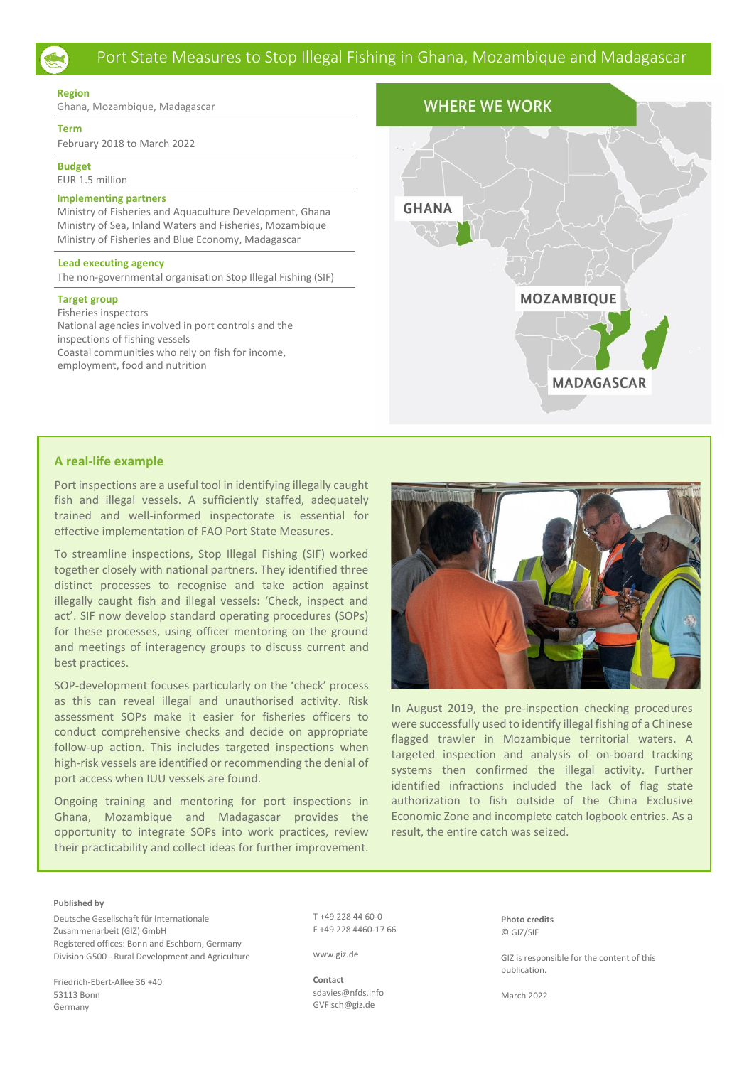# Port State Measures to Stop Illegal Fishing in Ghana, Mozambique and Madagascar

**Region**
Ghana, Mozambique, Madagascar

**Term**
February 2018 to March 2022

**Budget**
EUR 1.5 million

**Implementing partners**
Ministry of Fisheries and Aquaculture Development, Ghana
Ministry of Sea, Inland Waters and Fisheries, Mozambique
Ministry of Fisheries and Blue Economy, Madagascar

**Lead executing agency**
The non-governmental organisation Stop Illegal Fishing (SIF)

**Target group**
Fisheries inspectors
National agencies involved in port controls and the inspections of fishing vessels
Coastal communities who rely on fish for income, employment, food and nutrition

WHERE WE WORK

GHANA

MOZAMBIQUE

MADAGASCAR

## A real-life example

Port inspections are a useful tool in identifying illegally caught fish and illegal vessels. A sufficiently staffed, adequately trained and well-informed inspectorate is essential for effective implementation of FAO Port State Measures.

To streamline inspections, Stop Illegal Fishing (SIF) worked together closely with national partners. They identified three distinct processes to recognise and take action against illegally caught fish and illegal vessels: 'Check, inspect and act'. SIF now develop standard operating procedures (SOPs) for these processes, using officer mentoring on the ground and meetings of interagency groups to discuss current and best practices.

SOP-development focuses particularly on the 'check' process as this can reveal illegal and unauthorised activity. Risk assessment SOPs make it easier for fisheries officers to conduct comprehensive checks and decide on appropriate follow-up action. This includes targeted inspections when high-risk vessels are identified or recommending the denial of port access when IUU vessels are found.

Ongoing training and mentoring for port inspections in Ghana, Mozambique and Madagascar provides the opportunity to integrate SOPs into work practices, review their practicability and collect ideas for further improvement.

In August 2019, the pre-inspection checking procedures were successfully used to identify illegal fishing of a Chinese flagged trawler in Mozambique territorial waters. A targeted inspection and analysis of on-board tracking systems then confirmed the illegal activity. Further identified infractions included the lack of flag state authorization to fish outside of the China Exclusive Economic Zone and incomplete catch logbook entries. As a result, the entire catch was seized.

**Published by**
Deutsche Gesellschaft für Internationale Zusammenarbeit (GIZ) GmbH
Registered offices: Bonn and Eschborn, Germany
Division G500 - Rural Development and Agriculture

Friedrich-Ebert-Allee 36 +40
53113 Bonn
Germany

T +49 228 44 60-0
F +49 228 4460-17 66

www.giz.de

**Contact**
sdavies@nfds.info
GVFisch@giz.de

**Photo credits**
© GIZ/SIF

GIZ is responsible for the content of this publication.

March 2022